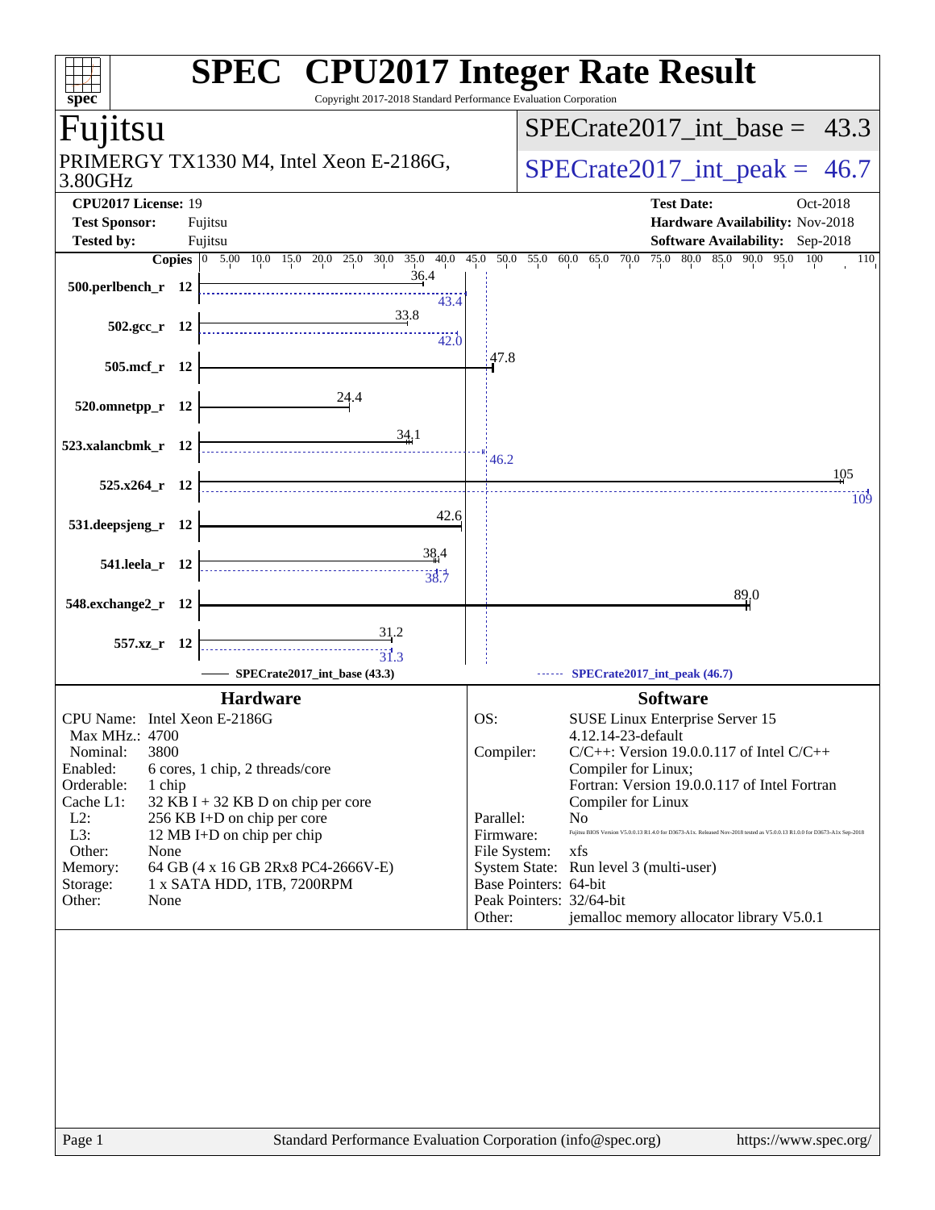# SPEC CPU2017 Integer Rate Result

Copyright 2017-2018 Standard Performance Evaluation Corporation

## Fujitsu

PRIMERGY TX1330 M4, Intel Xeon E-2186G, 3.80GHz

SPECrate2017_int_base = 43.3

SPECrate2017_int_peak = 46.7

**CPU2017 License:** 19
**Test Sponsor:** Fujitsu
**Tested by:** Fujitsu

**Test Date:** Oct-2018
**Hardware Availability:** Nov-2018
**Software Availability:** Sep-2018

| Benchmark | Copies | Base | Peak |
|---|---|---|---|
| 500.perlbench_r | 12 | 36.4 | 43.4 |
| 502.gcc_r | 12 | 33.8 | 42.0 |
| 505.mcf_r | 12 | 47.8 | |
| 520.omnetpp_r | 12 | 24.4 | |
| 523.xalancbmk_r | 12 | 34.1 | 46.2 |
| 525.x264_r | 12 | 105 | 109 |
| 531.deepsjeng_r | 12 | 42.6 | |
| 541.leela_r | 12 | 38.4 | 38.7 |
| 548.exchange2_r | 12 | 89.0 | |
| 557.xz_r | 12 | 31.2 | 31.3 |

SPECrate2017_int_base (43.3) — SPECrate2017_int_peak (46.7)

## Hardware

| | |
|---|---|
| CPU Name: | Intel Xeon E-2186G |
| Max MHz.: | 4700 |
| Nominal: | 3800 |
| Enabled: | 6 cores, 1 chip, 2 threads/core |
| Orderable: | 1 chip |
| Cache L1: | 32 KB I + 32 KB D on chip per core |
| L2: | 256 KB I+D on chip per core |
| L3: | 12 MB I+D on chip per chip |
| Other: | None |
| Memory: | 64 GB (4 x 16 GB 2Rx8 PC4-2666V-E) |
| Storage: | 1 x SATA HDD, 1TB, 7200RPM |
| Other: | None |

## Software

| | |
|---|---|
| OS: | SUSE Linux Enterprise Server 15<br>4.12.14-23-default |
| Compiler: | C/C++: Version 19.0.0.117 of Intel C/C++ Compiler for Linux;<br>Fortran: Version 19.0.0.117 of Intel Fortran Compiler for Linux |
| Parallel: | No |
| Firmware: | Fujitsu BIOS Version V5.0.0.13 R1.4.0 for D3673-A1x. Released Nov-2018 tested as V5.0.0.13 R1.0.0 for D3673-A1x Sep-2018 |
| File System: | xfs |
| System State: | Run level 3 (multi-user) |
| Base Pointers: | 64-bit |
| Peak Pointers: | 32/64-bit |
| Other: | jemalloc memory allocator library V5.0.1 |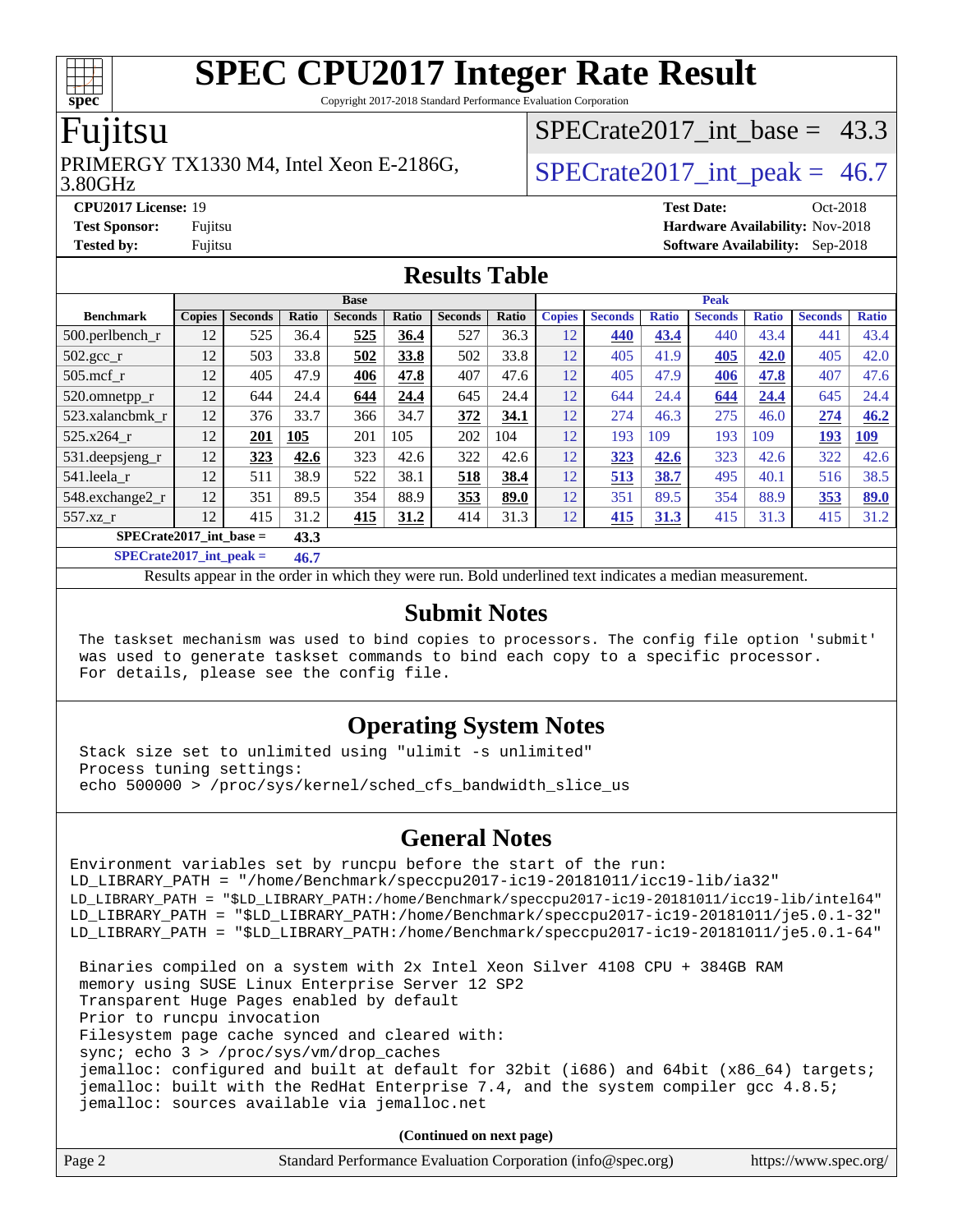# SPEC CPU2017 Integer Rate Result

Copyright 2017-2018 Standard Performance Evaluation Corporation

## Fujitsu

PRIMERGY TX1330 M4, Intel Xeon E-2186G, 3.80GHz

SPECrate2017_int_base = 43.3

SPECrate2017_int_peak = 46.7

**CPU2017 License:** 19
**Test Sponsor:** Fujitsu
**Tested by:** Fujitsu

**Test Date:** Oct-2018
**Hardware Availability:** Nov-2018
**Software Availability:** Sep-2018

## Results Table

| Benchmark | Base | | | | | | | Peak | | | | | | |
|---|---|---|---|---|---|---|---|---|---|---|---|---|---|---|
| | Copies | Seconds | Ratio | Seconds | Ratio | Seconds | Ratio | Copies | Seconds | Ratio | Seconds | Ratio | Seconds | Ratio |
| 500.perlbench_r | 12 | 525 | 36.4 | **525** | **36.4** | 527 | 36.3 | 12 | **440** | **43.4** | 440 | 43.4 | 441 | 43.4 |
| 502.gcc_r | 12 | 503 | 33.8 | **502** | **33.8** | 502 | 33.8 | 12 | 405 | 41.9 | **405** | **42.0** | 405 | 42.0 |
| 505.mcf_r | 12 | 405 | 47.9 | **406** | **47.8** | 407 | 47.6 | 12 | 405 | 47.9 | **406** | **47.8** | 407 | 47.6 |
| 520.omnetpp_r | 12 | 644 | 24.4 | **644** | **24.4** | 645 | 24.4 | 12 | 644 | 24.4 | **644** | **24.4** | 645 | 24.4 |
| 523.xalancbmk_r | 12 | 376 | 33.7 | 366 | 34.7 | **372** | **34.1** | 12 | 274 | 46.3 | 275 | 46.0 | **274** | **46.2** |
| 525.x264_r | 12 | **201** | **105** | 201 | 105 | 202 | 104 | 12 | 193 | 109 | 193 | 109 | **193** | **109** |
| 531.deepsjeng_r | 12 | **323** | **42.6** | 323 | 42.6 | 322 | 42.6 | 12 | **323** | **42.6** | 323 | 42.6 | 322 | 42.6 |
| 541.leela_r | 12 | 511 | 38.9 | 522 | 38.1 | **518** | **38.4** | 12 | **513** | **38.7** | 495 | 40.1 | 516 | 38.5 |
| 548.exchange2_r | 12 | 351 | 89.5 | 354 | 88.9 | **353** | **89.0** | 12 | 351 | 89.5 | 354 | 88.9 | **353** | **89.0** |
| 557.xz_r | 12 | 415 | 31.2 | **415** | **31.2** | 414 | 31.3 | 12 | **415** | **31.3** | 415 | 31.3 | 415 | 31.2 |

**SPECrate2017_int_base = 43.3**

**SPECrate2017_int_peak = 46.7**

Results appear in the order in which they were run. Bold underlined text indicates a median measurement.

## Submit Notes

```
The taskset mechanism was used to bind copies to processors. The config file option 'submit'
was used to generate taskset commands to bind each copy to a specific processor.
For details, please see the config file.
```

## Operating System Notes

```
Stack size set to unlimited using "ulimit -s unlimited"
Process tuning settings:
echo 500000 > /proc/sys/kernel/sched_cfs_bandwidth_slice_us
```

## General Notes

```
Environment variables set by runcpu before the start of the run:
LD_LIBRARY_PATH = "/home/Benchmark/speccpu2017-ic19-20181011/icc19-lib/ia32"
LD_LIBRARY_PATH = "$LD_LIBRARY_PATH:/home/Benchmark/speccpu2017-ic19-20181011/icc19-lib/intel64"
LD_LIBRARY_PATH = "$LD_LIBRARY_PATH:/home/Benchmark/speccpu2017-ic19-20181011/je5.0.1-32"
LD_LIBRARY_PATH = "$LD_LIBRARY_PATH:/home/Benchmark/speccpu2017-ic19-20181011/je5.0.1-64"

Binaries compiled on a system with 2x Intel Xeon Silver 4108 CPU + 384GB RAM
memory using SUSE Linux Enterprise Server 12 SP2
Transparent Huge Pages enabled by default
Prior to runcpu invocation
Filesystem page cache synced and cleared with:
sync; echo 3 > /proc/sys/vm/drop_caches
jemalloc: configured and built at default for 32bit (i686) and 64bit (x86_64) targets;
jemalloc: built with the RedHat Enterprise 7.4, and the system compiler gcc 4.8.5;
jemalloc: sources available via jemalloc.net
```

**(Continued on next page)**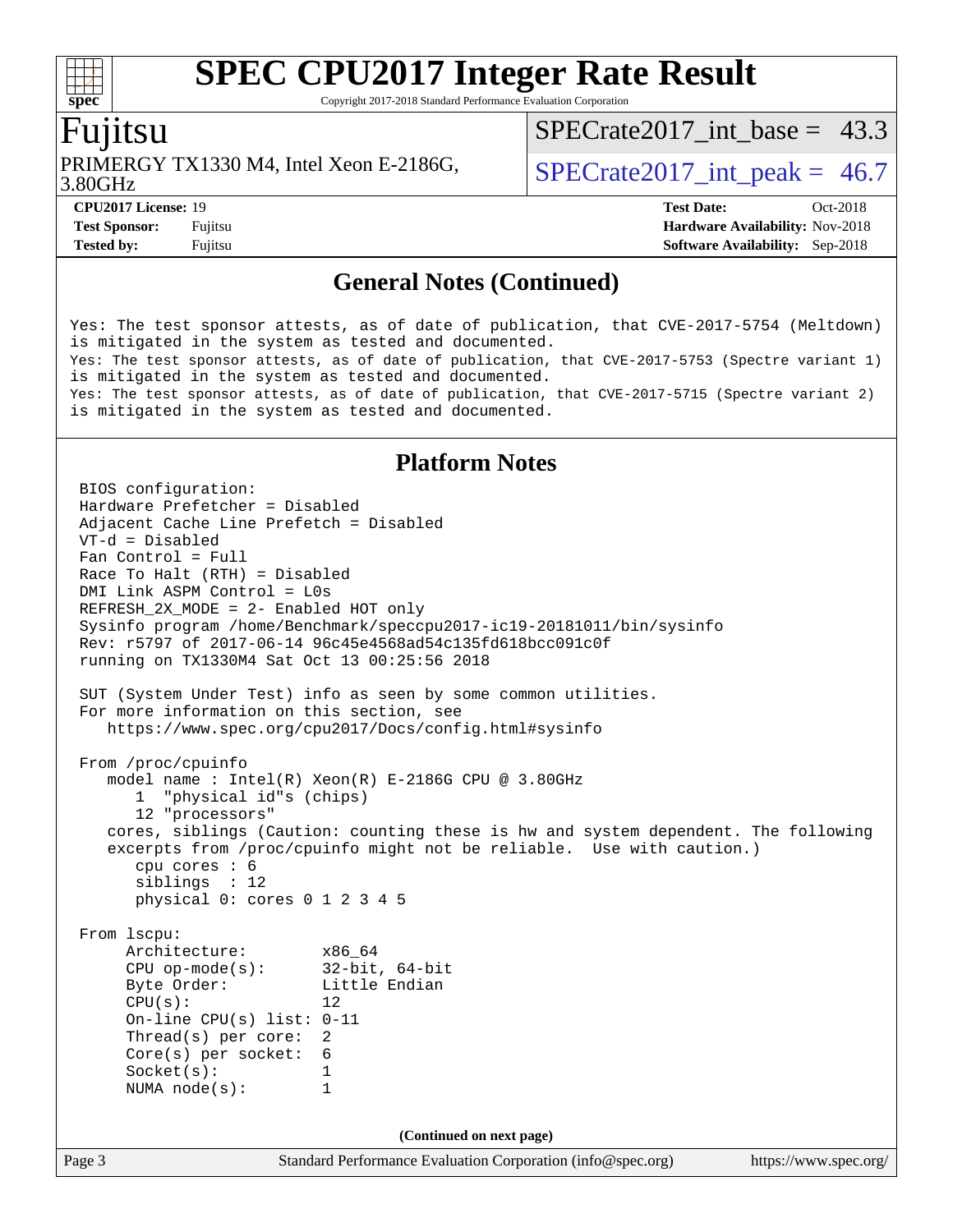## General Notes (Continued)

```
Yes: The test sponsor attests, as of date of publication, that CVE-2017-5754 (Meltdown)
is mitigated in the system as tested and documented.
Yes: The test sponsor attests, as of date of publication, that CVE-2017-5753 (Spectre variant 1)
is mitigated in the system as tested and documented.
Yes: The test sponsor attests, as of date of publication, that CVE-2017-5715 (Spectre variant 2)
is mitigated in the system as tested and documented.
```

## Platform Notes

```
BIOS configuration:
Hardware Prefetcher = Disabled
Adjacent Cache Line Prefetch = Disabled
VT-d = Disabled
Fan Control = Full
Race To Halt (RTH) = Disabled
DMI Link ASPM Control = L0s
REFRESH_2X_MODE = 2- Enabled HOT only
Sysinfo program /home/Benchmark/speccpu2017-ic19-20181011/bin/sysinfo
Rev: r5797 of 2017-06-14 96c45e4568ad54c135fd618bcc091c0f
running on TX1330M4 Sat Oct 13 00:25:56 2018

SUT (System Under Test) info as seen by some common utilities.
For more information on this section, see
   https://www.spec.org/cpu2017/Docs/config.html#sysinfo

From /proc/cpuinfo
   model name : Intel(R) Xeon(R) E-2186G CPU @ 3.80GHz
      1  "physical id"s (chips)
      12 "processors"
   cores, siblings (Caution: counting these is hw and system dependent. The following
   excerpts from /proc/cpuinfo might not be reliable.  Use with caution.)
      cpu cores : 6
      siblings  : 12
      physical 0: cores 0 1 2 3 4 5

From lscpu:
     Architecture:        x86_64
     CPU op-mode(s):      32-bit, 64-bit
     Byte Order:          Little Endian
     CPU(s):              12
     On-line CPU(s) list: 0-11
     Thread(s) per core:  2
     Core(s) per socket:  6
     Socket(s):           1
     NUMA node(s):        1
```

(Continued on next page)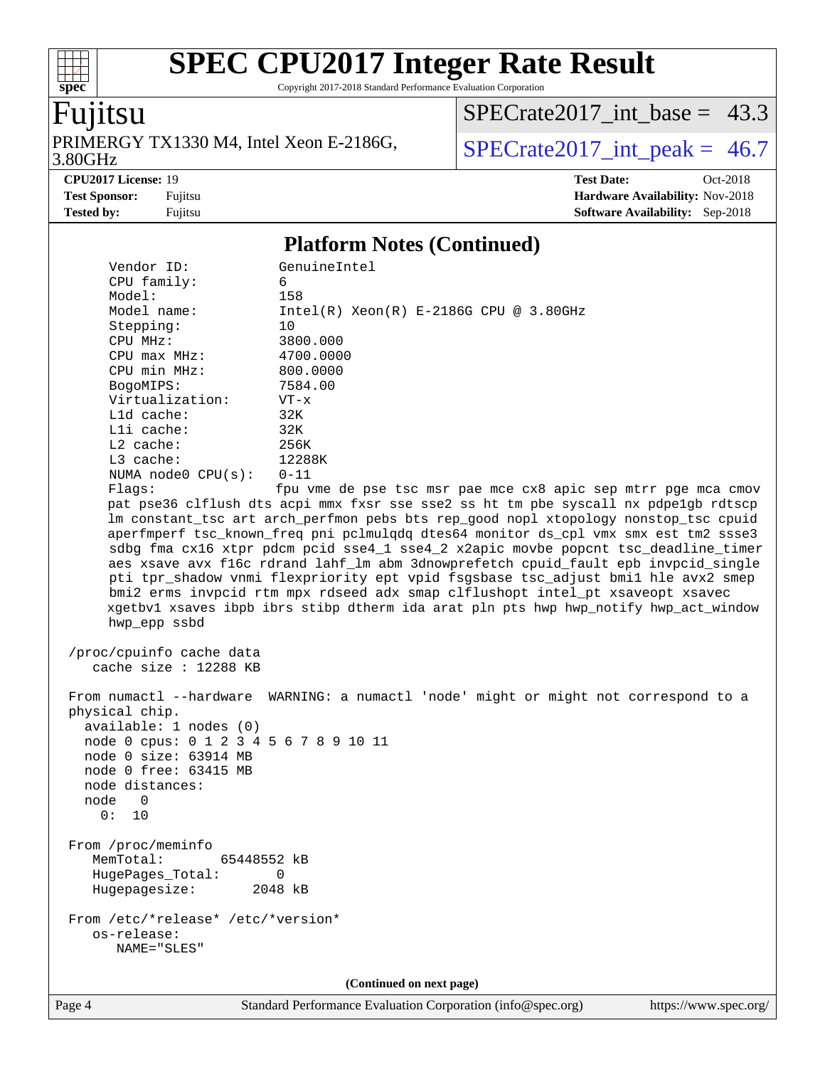## Platform Notes (Continued)

```
    Vendor ID:             GenuineIntel
    CPU family:            6
    Model:                 158
    Model name:            Intel(R) Xeon(R) E-2186G CPU @ 3.80GHz
    Stepping:              10
    CPU MHz:               3800.000
    CPU max MHz:           4700.0000
    CPU min MHz:           800.0000
    BogoMIPS:              7584.00
    Virtualization:        VT-x
    L1d cache:             32K
    L1i cache:             32K
    L2 cache:              256K
    L3 cache:              12288K
    NUMA node0 CPU(s):     0-11
    Flags:                 fpu vme de pse tsc msr pae mce cx8 apic sep mtrr pge mca cmov
    pat pse36 clflush dts acpi mmx fxsr sse sse2 ss ht tm pbe syscall nx pdpe1gb rdtscp
    lm constant_tsc art arch_perfmon pebs bts rep_good nopl xtopology nonstop_tsc cpuid
    aperfmperf tsc_known_freq pni pclmulqdq dtes64 monitor ds_cpl vmx smx est tm2 ssse3
    sdbg fma cx16 xtpr pdcm pcid sse4_1 sse4_2 x2apic movbe popcnt tsc_deadline_timer
    aes xsave avx f16c rdrand lahf_lm abm 3dnowprefetch cpuid_fault epb invpcid_single
    pti tpr_shadow vnmi flexpriority ept vpid fsgsbase tsc_adjust bmi1 hle avx2 smep
    bmi2 erms invpcid rtm mpx rdseed adx smap clflushopt intel_pt xsaveopt xsavec
    xgetbv1 xsaves ibpb ibrs stibp dtherm ida arat pln pts hwp hwp_notify hwp_act_window
    hwp_epp ssbd

 /proc/cpuinfo cache data
    cache size : 12288 KB

 From numactl --hardware  WARNING: a numactl 'node' might or might not correspond to a
 physical chip.
   available: 1 nodes (0)
   node 0 cpus: 0 1 2 3 4 5 6 7 8 9 10 11
   node 0 size: 63914 MB
   node 0 free: 63415 MB
   node distances:
   node   0
     0:  10

 From /proc/meminfo
    MemTotal:       65448552 kB
    HugePages_Total:       0
    Hugepagesize:       2048 kB

 From /etc/*release* /etc/*version*
    os-release:
       NAME="SLES"
```

(Continued on next page)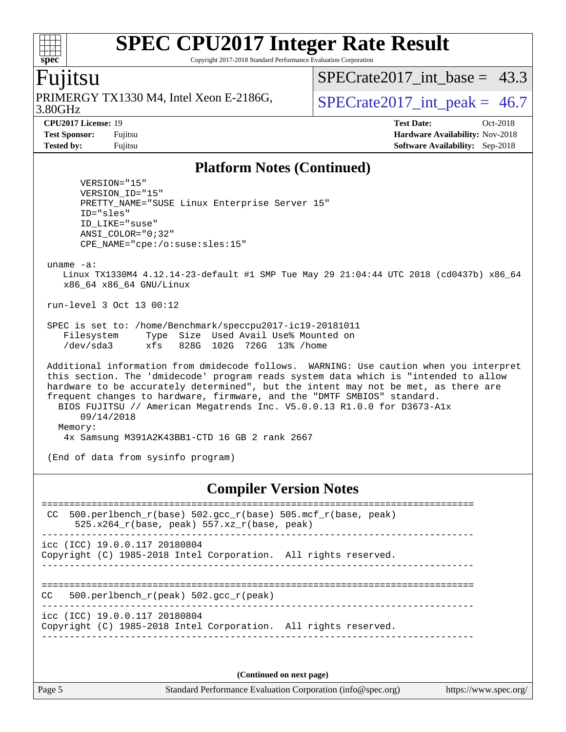## Platform Notes (Continued)

```
      VERSION="15"
      VERSION_ID="15"
      PRETTY_NAME="SUSE Linux Enterprise Server 15"
      ID="sles"
      ID_LIKE="suse"
      ANSI_COLOR="0;32"
      CPE_NAME="cpe:/o:suse:sles:15"

 uname -a:
    Linux TX1330M4 4.12.14-23-default #1 SMP Tue May 29 21:04:44 UTC 2018 (cd0437b) x86_64
    x86_64 x86_64 GNU/Linux

 run-level 3 Oct 13 00:12

 SPEC is set to: /home/Benchmark/speccpu2017-ic19-20181011
    Filesystem     Type  Size  Used Avail Use% Mounted on
    /dev/sda3      xfs   828G  102G  726G  13% /home

 Additional information from dmidecode follows.  WARNING: Use caution when you interpret
 this section. The 'dmidecode' program reads system data which is "intended to allow
 hardware to be accurately determined", but the intent may not be met, as there are
 frequent changes to hardware, firmware, and the "DMTF SMBIOS" standard.
   BIOS FUJITSU // American Megatrends Inc. V5.0.0.13 R1.0.0 for D3673-A1x
      09/14/2018
   Memory:
    4x Samsung M391A2K43BB1-CTD 16 GB 2 rank 2667

 (End of data from sysinfo program)
```

## Compiler Version Notes

```
==============================================================================
 CC  500.perlbench_r(base) 502.gcc_r(base) 505.mcf_r(base, peak)
      525.x264_r(base, peak) 557.xz_r(base, peak)
------------------------------------------------------------------------------
icc (ICC) 19.0.0.117 20180804
Copyright (C) 1985-2018 Intel Corporation.  All rights reserved.
------------------------------------------------------------------------------

==============================================================================
 CC   500.perlbench_r(peak) 502.gcc_r(peak)
------------------------------------------------------------------------------
icc (ICC) 19.0.0.117 20180804
Copyright (C) 1985-2018 Intel Corporation.  All rights reserved.
------------------------------------------------------------------------------
```

**(Continued on next page)**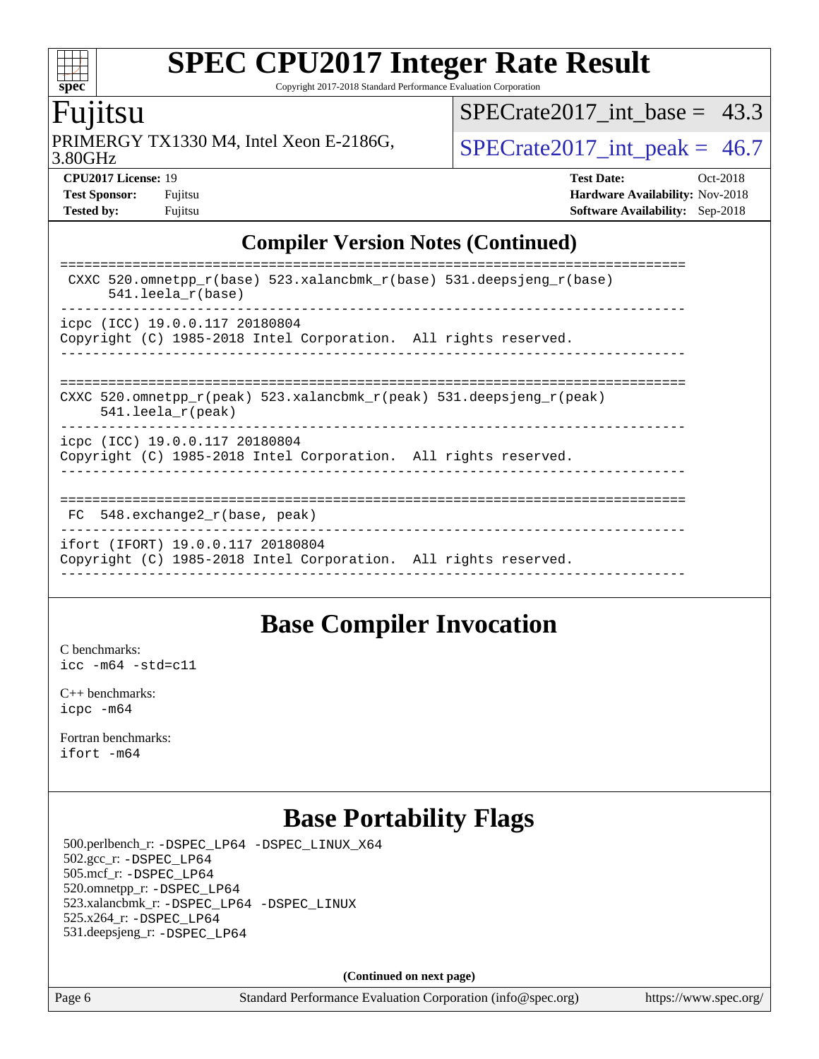# SPEC CPU2017 Integer Rate Result

Copyright 2017-2018 Standard Performance Evaluation Corporation

## Fujitsu

PRIMERGY TX1330 M4, Intel Xeon E-2186G, 3.80GHz

SPECrate2017_int_base = 43.3

SPECrate2017_int_peak = 46.7

**CPU2017 License:** 19
**Test Sponsor:** Fujitsu
**Tested by:** Fujitsu

**Test Date:** Oct-2018
**Hardware Availability:** Nov-2018
**Software Availability:** Sep-2018

## Compiler Version Notes (Continued)

```
==============================================================================
 CXXC 520.omnetpp_r(base) 523.xalancbmk_r(base) 531.deepsjeng_r(base)
      541.leela_r(base)
------------------------------------------------------------------------------
icpc (ICC) 19.0.0.117 20180804
Copyright (C) 1985-2018 Intel Corporation.  All rights reserved.
------------------------------------------------------------------------------

==============================================================================
CXXC 520.omnetpp_r(peak) 523.xalancbmk_r(peak) 531.deepsjeng_r(peak)
     541.leela_r(peak)
------------------------------------------------------------------------------
icpc (ICC) 19.0.0.117 20180804
Copyright (C) 1985-2018 Intel Corporation.  All rights reserved.
------------------------------------------------------------------------------

==============================================================================
 FC  548.exchange2_r(base, peak)
------------------------------------------------------------------------------
ifort (IFORT) 19.0.0.117 20180804
Copyright (C) 1985-2018 Intel Corporation.  All rights reserved.
------------------------------------------------------------------------------
```

## Base Compiler Invocation

C benchmarks:
`icc -m64 -std=c11`

C++ benchmarks:
`icpc -m64`

Fortran benchmarks:
`ifort -m64`

## Base Portability Flags

500.perlbench_r: `-DSPEC_LP64 -DSPEC_LINUX_X64`
502.gcc_r: `-DSPEC_LP64`
505.mcf_r: `-DSPEC_LP64`
520.omnetpp_r: `-DSPEC_LP64`
523.xalancbmk_r: `-DSPEC_LP64 -DSPEC_LINUX`
525.x264_r: `-DSPEC_LP64`
531.deepsjeng_r: `-DSPEC_LP64`

**(Continued on next page)**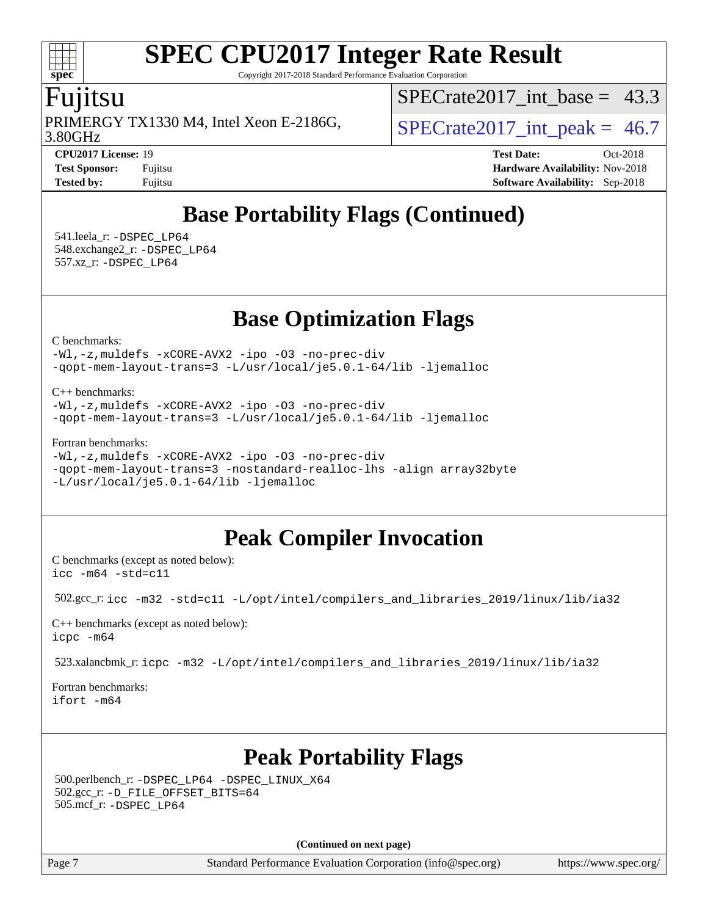## Base Portability Flags (Continued)

541.leela_r: -DSPEC_LP64
548.exchange2_r: -DSPEC_LP64
557.xz_r: -DSPEC_LP64

## Base Optimization Flags

C benchmarks:
```
-Wl,-z,muldefs -xCORE-AVX2 -ipo -O3 -no-prec-div
-qopt-mem-layout-trans=3 -L/usr/local/je5.0.1-64/lib -ljemalloc
```

C++ benchmarks:
```
-Wl,-z,muldefs -xCORE-AVX2 -ipo -O3 -no-prec-div
-qopt-mem-layout-trans=3 -L/usr/local/je5.0.1-64/lib -ljemalloc
```

Fortran benchmarks:
```
-Wl,-z,muldefs -xCORE-AVX2 -ipo -O3 -no-prec-div
-qopt-mem-layout-trans=3 -nostandard-realloc-lhs -align array32byte
-L/usr/local/je5.0.1-64/lib -ljemalloc
```

## Peak Compiler Invocation

C benchmarks (except as noted below):
```
icc -m64 -std=c11
```

502.gcc_r: `icc -m32 -std=c11 -L/opt/intel/compilers_and_libraries_2019/linux/lib/ia32`

C++ benchmarks (except as noted below):
```
icpc -m64
```

523.xalancbmk_r: `icpc -m32 -L/opt/intel/compilers_and_libraries_2019/linux/lib/ia32`

Fortran benchmarks:
```
ifort -m64
```

## Peak Portability Flags

500.perlbench_r: -DSPEC_LP64 -DSPEC_LINUX_X64
502.gcc_r: -D_FILE_OFFSET_BITS=64
505.mcf_r: -DSPEC_LP64

**(Continued on next page)**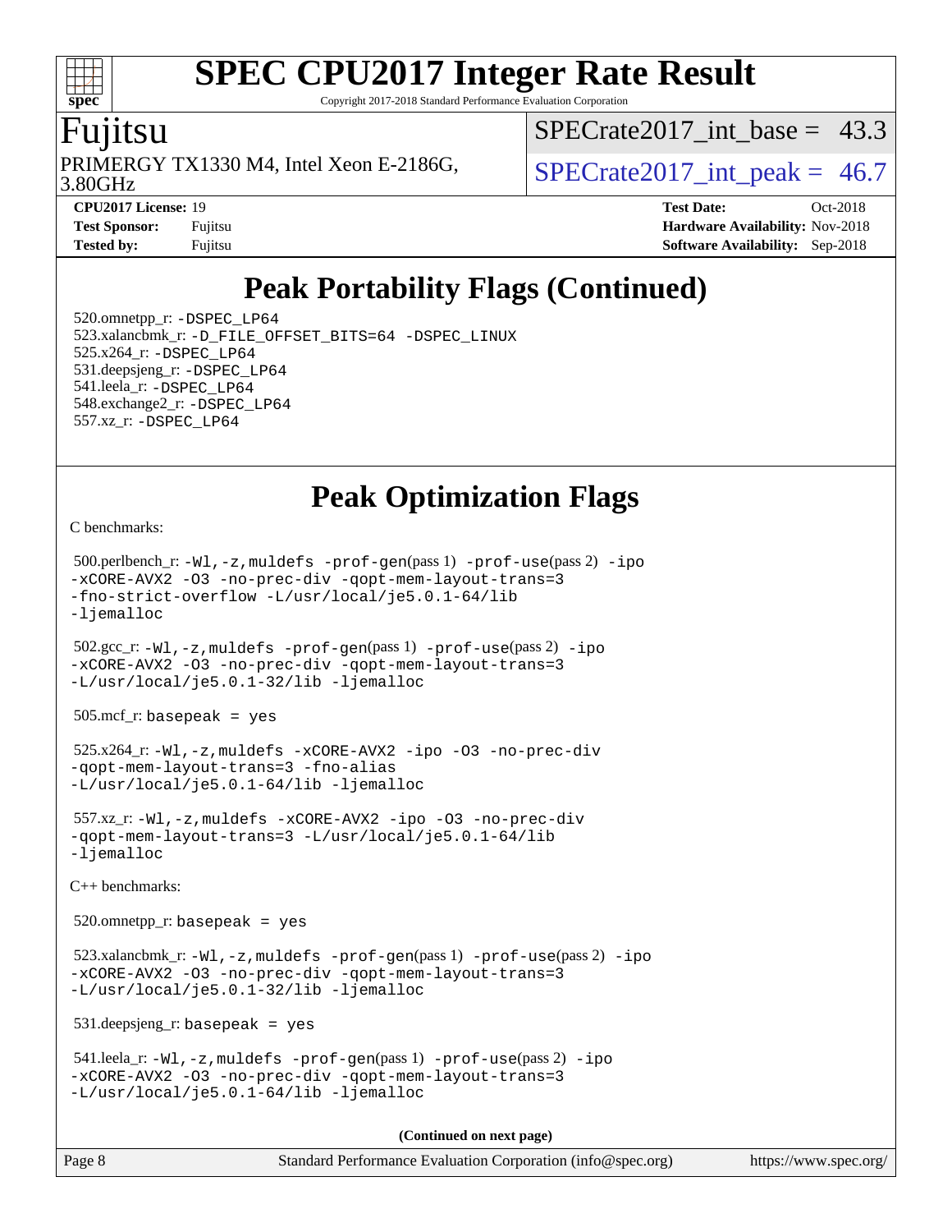## Peak Portability Flags (Continued)

520.omnetpp_r: -DSPEC_LP64
523.xalancbmk_r: -D_FILE_OFFSET_BITS=64 -DSPEC_LINUX
525.x264_r: -DSPEC_LP64
531.deepsjeng_r: -DSPEC_LP64
541.leela_r: -DSPEC_LP64
548.exchange2_r: -DSPEC_LP64
557.xz_r: -DSPEC_LP64

## Peak Optimization Flags

C benchmarks:

500.perlbench_r: -Wl,-z,muldefs -prof-gen(pass 1) -prof-use(pass 2) -ipo -xCORE-AVX2 -O3 -no-prec-div -qopt-mem-layout-trans=3 -fno-strict-overflow -L/usr/local/je5.0.1-64/lib -ljemalloc

502.gcc_r: -Wl,-z,muldefs -prof-gen(pass 1) -prof-use(pass 2) -ipo -xCORE-AVX2 -O3 -no-prec-div -qopt-mem-layout-trans=3 -L/usr/local/je5.0.1-32/lib -ljemalloc

505.mcf_r: basepeak = yes

525.x264_r: -Wl,-z,muldefs -xCORE-AVX2 -ipo -O3 -no-prec-div -qopt-mem-layout-trans=3 -fno-alias -L/usr/local/je5.0.1-64/lib -ljemalloc

557.xz_r: -Wl,-z,muldefs -xCORE-AVX2 -ipo -O3 -no-prec-div -qopt-mem-layout-trans=3 -L/usr/local/je5.0.1-64/lib -ljemalloc

C++ benchmarks:

520.omnetpp_r: basepeak = yes

523.xalancbmk_r: -Wl,-z,muldefs -prof-gen(pass 1) -prof-use(pass 2) -ipo -xCORE-AVX2 -O3 -no-prec-div -qopt-mem-layout-trans=3 -L/usr/local/je5.0.1-32/lib -ljemalloc

531.deepsjeng_r: basepeak = yes

541.leela_r: -Wl,-z,muldefs -prof-gen(pass 1) -prof-use(pass 2) -ipo -xCORE-AVX2 -O3 -no-prec-div -qopt-mem-layout-trans=3 -L/usr/local/je5.0.1-64/lib -ljemalloc

**(Continued on next page)**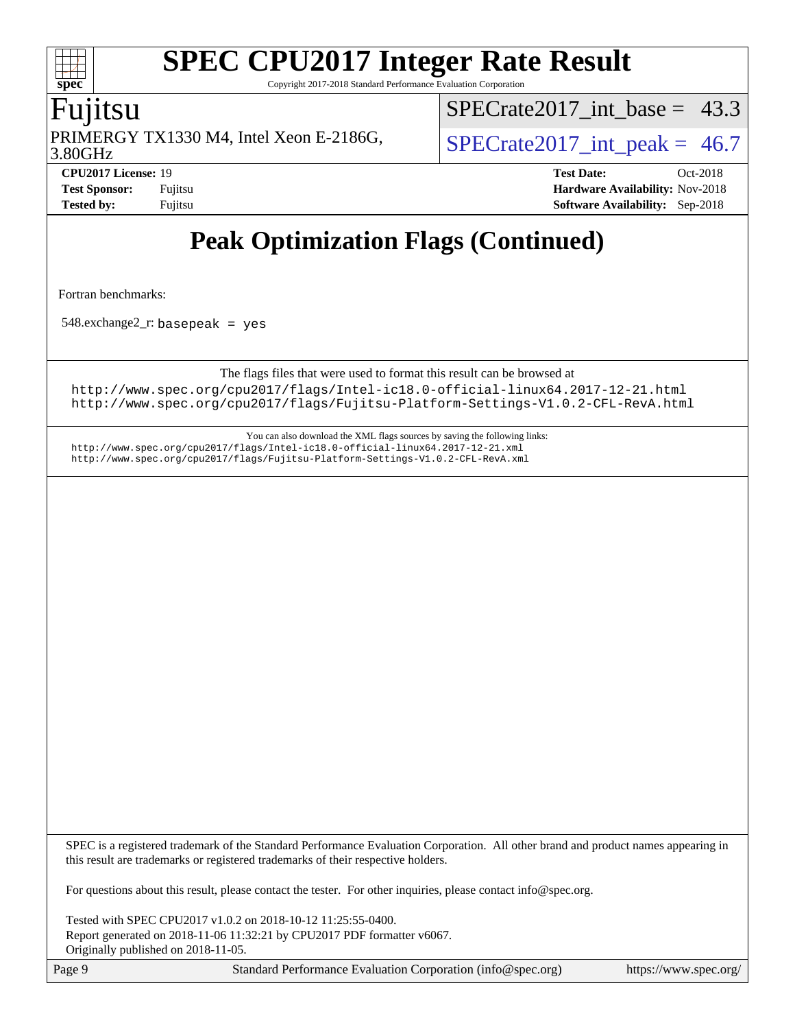# Peak Optimization Flags (Continued)

Fortran benchmarks:

548.exchange2_r: basepeak = yes

The flags files that were used to format this result can be browsed at
http://www.spec.org/cpu2017/flags/Intel-ic18.0-official-linux64.2017-12-21.html
http://www.spec.org/cpu2017/flags/Fujitsu-Platform-Settings-V1.0.2-CFL-RevA.html

You can also download the XML flags sources by saving the following links:
http://www.spec.org/cpu2017/flags/Intel-ic18.0-official-linux64.2017-12-21.xml
http://www.spec.org/cpu2017/flags/Fujitsu-Platform-Settings-V1.0.2-CFL-RevA.xml

SPEC is a registered trademark of the Standard Performance Evaluation Corporation. All other brand and product names appearing in this result are trademarks or registered trademarks of their respective holders.

For questions about this result, please contact the tester. For other inquiries, please contact info@spec.org.

Tested with SPEC CPU2017 v1.0.2 on 2018-10-12 11:25:55-0400.
Report generated on 2018-11-06 11:32:21 by CPU2017 PDF formatter v6067.
Originally published on 2018-11-05.